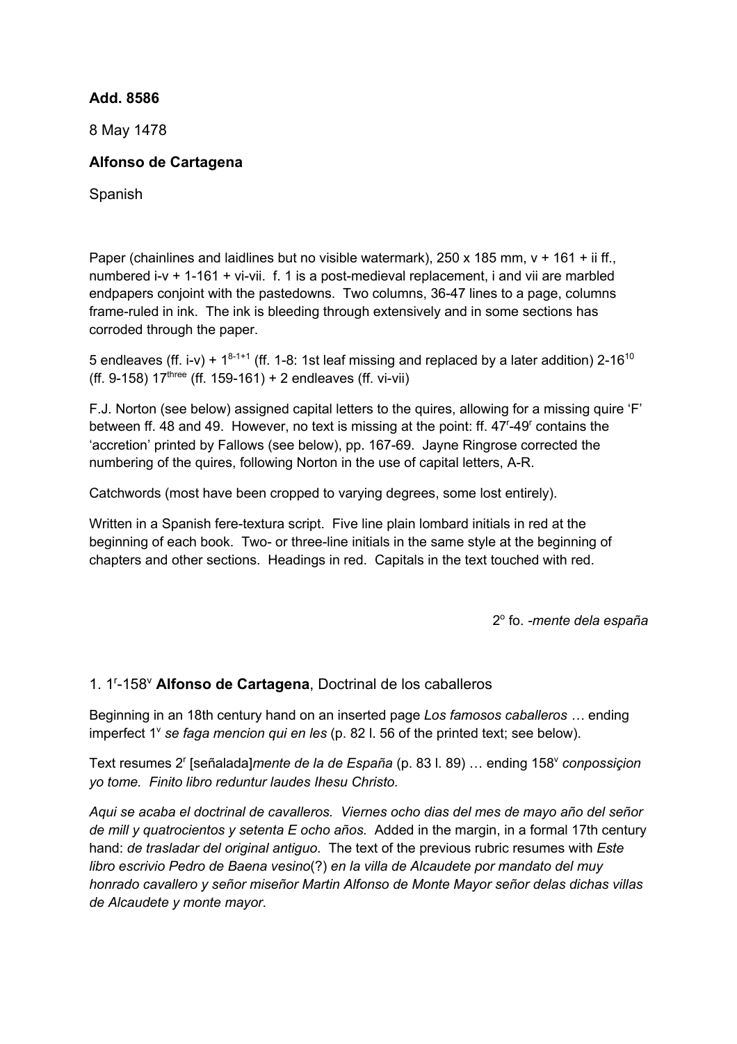**Add. 8586**

8 May 1478

**Alfonso de Cartagena**

Spanish

Paper (chainlines and laidlines but no visible watermark), 250 x 185 mm, v + 161 + ii ff., numbered i-v + 1-161 + vi-vii. f. 1 is a post-medieval replacement, i and vii are marbled endpapers conjoint with the pastedowns. Two columns, 36-47 lines to a page, columns frame-ruled in ink. The ink is bleeding through extensively and in some sections has corroded through the paper.

5 endleaves (ff. i-v) + $1^{8-1+1}$ (ff. 1-8: 1st leaf missing and replaced by a later addition) $2\text{-}16^{10}$ (ff. 9-158) $17^{\text{three}}$ (ff. 159-161) + 2 endleaves (ff. vi-vii)

F.J. Norton (see below) assigned capital letters to the quires, allowing for a missing quire 'F' between ff. 48 and 49. However, no text is missing at the point: ff. 47ʳ-49ʳ contains the 'accretion' printed by Fallows (see below), pp. 167-69. Jayne Ringrose corrected the numbering of the quires, following Norton in the use of capital letters, A-R.

Catchwords (most have been cropped to varying degrees, some lost entirely).

Written in a Spanish fere-textura script. Five line plain lombard initials in red at the beginning of each book. Two- or three-line initials in the same style at the beginning of chapters and other sections. Headings in red. Capitals in the text touched with red.

2º fo. *-mente dela españa*

1. 1ʳ-158ᵛ **Alfonso de Cartagena**, Doctrinal de los caballeros

Beginning in an 18th century hand on an inserted page *Los famosos caballeros …* ending imperfect 1ᵛ *se faga mencion qui en les* (p. 82 l. 56 of the printed text; see below).

Text resumes 2ʳ [señalada]*mente de la de España* (p. 83 l. 89) … ending 158ᵛ *conpossiçion yo tome. Finito libro reduntur laudes Ihesu Christo.*

*Aqui se acaba el doctrinal de cavalleros. Viernes ocho dias del mes de mayo año del señor de mill y quatrocientos y setenta E ocho años.* Added in the margin, in a formal 17th century hand: *de trasladar del original antiguo*. The text of the previous rubric resumes with *Este libro escrivio Pedro de Baena vesino*(?) *en la villa de Alcaudete por mandato del muy honrado cavallero y señor miseñor Martin Alfonso de Monte Mayor señor delas dichas villas de Alcaudete y monte mayor*.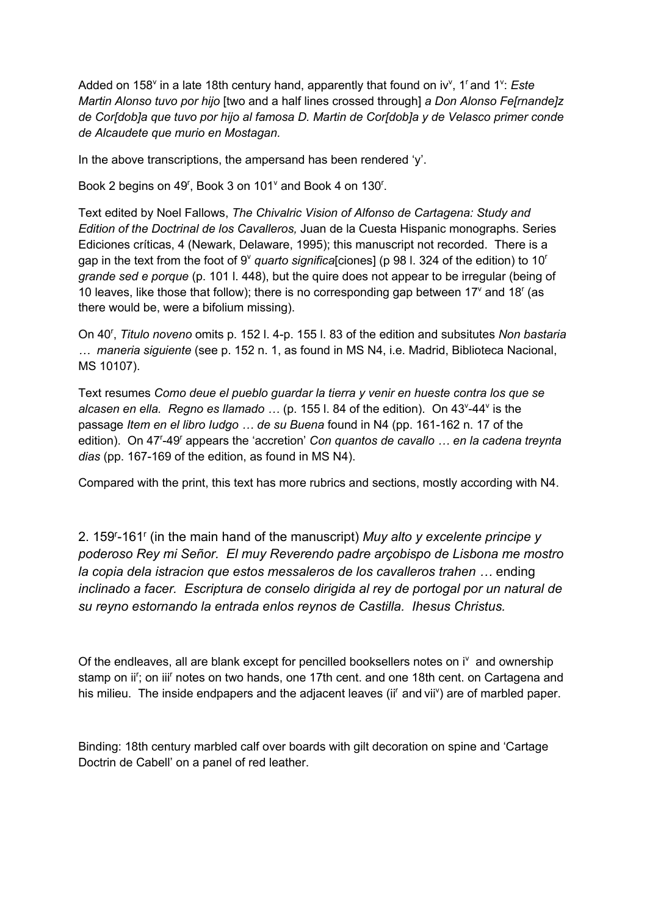Added on 158$^v$ in a late 18th century hand, apparently that found on iv$^v$, 1$^r$ and 1$^v$: *Este Martin Alonso tuvo por hijo* [two and a half lines crossed through] *a Don Alonso Fe[rnande]z de Cor[dob]a que tuvo por hijo al famosa D. Martin de Cor[dob]a y de Velasco primer conde de Alcaudete que murio en Mostagan.*

In the above transcriptions, the ampersand has been rendered 'y'.

Book 2 begins on 49$^r$, Book 3 on 101$^v$ and Book 4 on 130$^r$.

Text edited by Noel Fallows, *The Chivalric Vision of Alfonso de Cartagena: Study and Edition of the Doctrinal de los Cavalleros,* Juan de la Cuesta Hispanic monographs. Series Ediciones críticas, 4 (Newark, Delaware, 1995); this manuscript not recorded. There is a gap in the text from the foot of 9$^v$ *quarto significa*[ciones] (p 98 l. 324 of the edition) to 10$^r$ *grande sed e porque* (p. 101 l. 448), but the quire does not appear to be irregular (being of 10 leaves, like those that follow); there is no corresponding gap between 17$^v$ and 18$^r$ (as there would be, were a bifolium missing).

On 40$^r$, *Titulo noveno* omits p. 152 l. 4-p. 155 l. 83 of the edition and subsitutes *Non bastaria … maneria siguiente* (see p. 152 n. 1, as found in MS N4, i.e. Madrid, Biblioteca Nacional, MS 10107).

Text resumes *Como deue el pueblo guardar la tierra y venir en hueste contra los que se alcasen en ella. Regno es llamado …* (p. 155 l. 84 of the edition). On 43$^v$-44$^v$ is the passage *Item en el libro Iudgo … de su Buena* found in N4 (pp. 161-162 n. 17 of the edition). On 47$^r$-49$^r$ appears the 'accretion' *Con quantos de cavallo … en la cadena treynta dias* (pp. 167-169 of the edition, as found in MS N4).

Compared with the print, this text has more rubrics and sections, mostly according with N4.

2. 159$^r$-161$^r$ (in the main hand of the manuscript) *Muy alto y excelente principe y poderoso Rey mi Señor. El muy Reverendo padre arçobispo de Lisbona me mostro la copia dela istracion que estos messaleros de los cavalleros trahen …* ending *inclinado a facer. Escriptura de conselo dirigida al rey de portogal por un natural de su reyno estornando la entrada enlos reynos de Castilla. Ihesus Christus.*

Of the endleaves, all are blank except for pencilled booksellers notes on i$^v$ and ownership stamp on ii$^r$; on iii$^r$ notes on two hands, one 17th cent. and one 18th cent. on Cartagena and his milieu. The inside endpapers and the adjacent leaves (ii$^r$ and vii$^v$) are of marbled paper.

Binding: 18th century marbled calf over boards with gilt decoration on spine and 'Cartage Doctrin de Cabell' on a panel of red leather.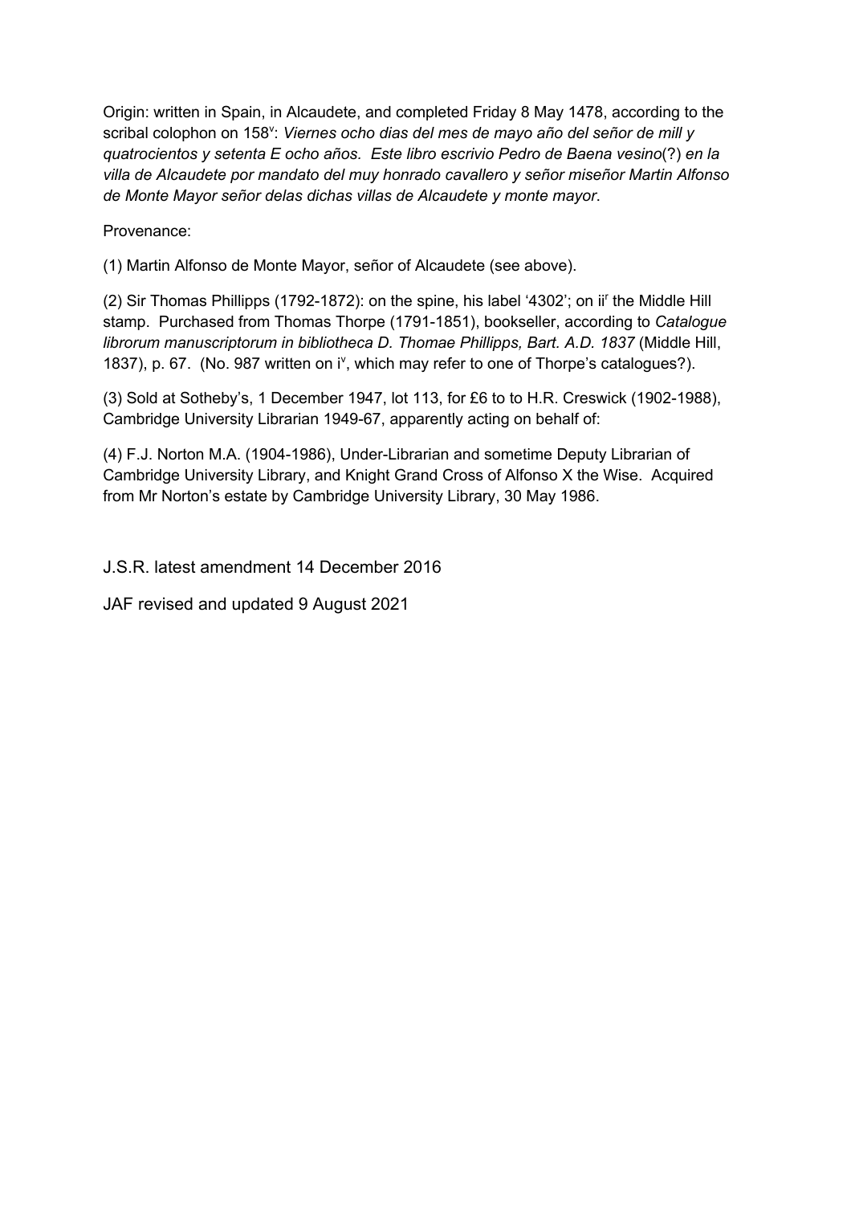Origin: written in Spain, in Alcaudete, and completed Friday 8 May 1478, according to the scribal colophon on 158v: *Viernes ocho dias del mes de mayo año del señor de mill y quatrocientos y setenta E ocho años. Este libro escrivio Pedro de Baena vesino*(?) *en la villa de Alcaudete por mandato del muy honrado cavallero y señor miseñor Martin Alfonso de Monte Mayor señor delas dichas villas de Alcaudete y monte mayor*.

Provenance:

(1) Martin Alfonso de Monte Mayor, señor of Alcaudete (see above).

(2) Sir Thomas Phillipps (1792-1872): on the spine, his label '4302'; on iir the Middle Hill stamp. Purchased from Thomas Thorpe (1791-1851), bookseller, according to *Catalogue librorum manuscriptorum in bibliotheca D. Thomae Phillipps, Bart. A.D. 1837* (Middle Hill, 1837), p. 67. (No. 987 written on iv, which may refer to one of Thorpe's catalogues?).

(3) Sold at Sotheby's, 1 December 1947, lot 113, for £6 to to H.R. Creswick (1902-1988), Cambridge University Librarian 1949-67, apparently acting on behalf of:

(4) F.J. Norton M.A. (1904-1986), Under-Librarian and sometime Deputy Librarian of Cambridge University Library, and Knight Grand Cross of Alfonso X the Wise. Acquired from Mr Norton's estate by Cambridge University Library, 30 May 1986.

J.S.R. latest amendment 14 December 2016

JAF revised and updated 9 August 2021